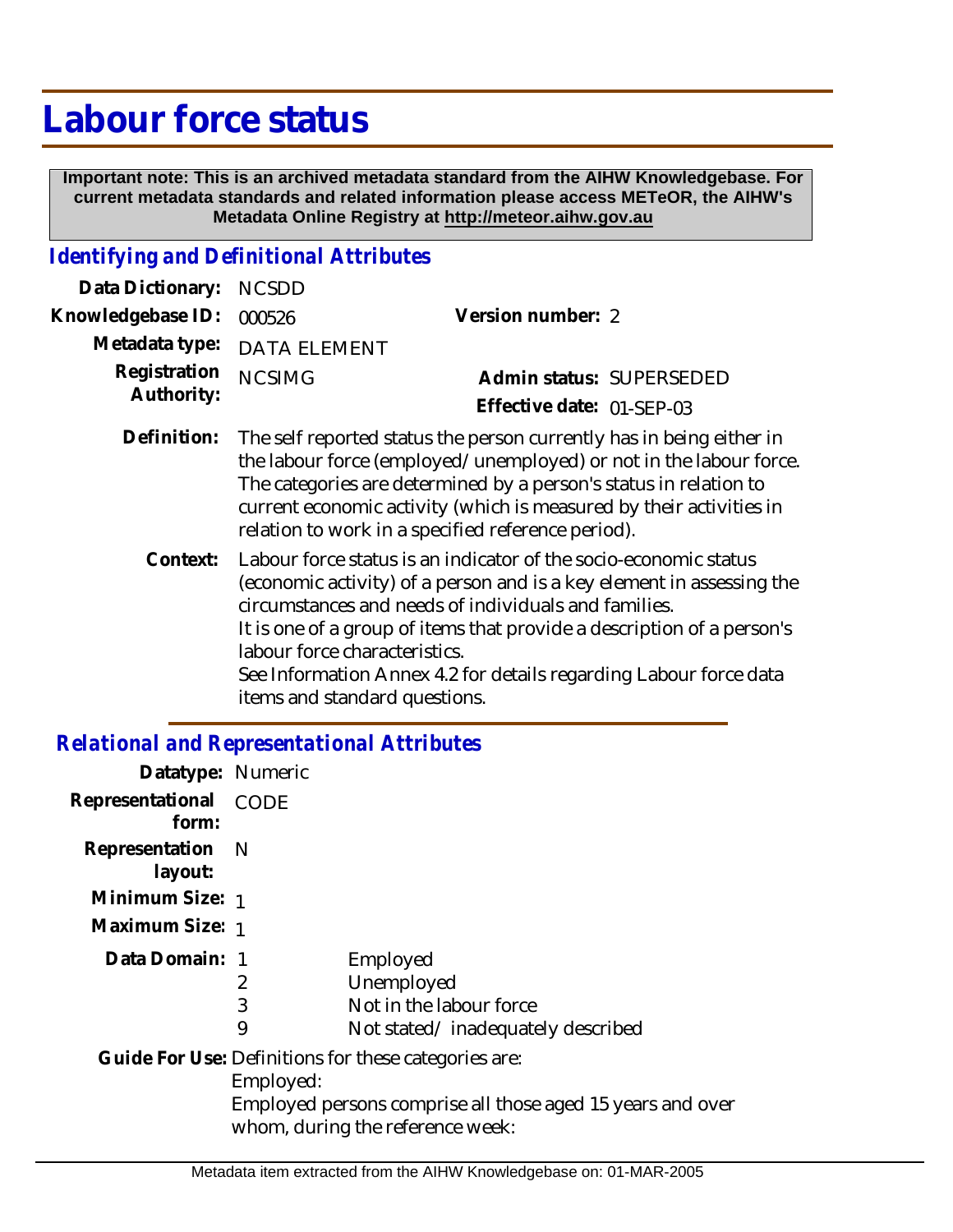# Labour force status

**Important note: This is an archived metadata standard from the AIHW Knowledgebase. For current metadata standards and related information please access METeOR, the AIHW's Metadata Online Registry at http://meteor.aihw.gov.au**

## *Identifying and Definitional Attributes*

**Data Dictionary:** NCSDD

**Knowledgebase ID:** 000526

**Version number:** 2

**Metadata type:** DATA ELEMENT

**Registration Authority:** NCSIMG

**Admin status:** SUPERSEDED

**Effective date:** 01-SEP-03

**Definition:** The self reported status the person currently has in being either in the labour force (employed/unemployed) or not in the labour force. The categories are determined by a person's status in relation to current economic activity (which is measured by their activities in relation to work in a specified reference period).

**Context:** Labour force status is an indicator of the socio-economic status (economic activity) of a person and is a key element in assessing the circumstances and needs of individuals and families.
It is one of a group of items that provide a description of a person's labour force characteristics.
See Information Annex 4.2 for details regarding Labour force data items and standard questions.

## *Relational and Representational Attributes*

**Datatype:** Numeric

**Representational form:** CODE

**Representation layout:** N

**Minimum Size:** 1

**Maximum Size:** 1

**Data Domain:**

| Code | Description |
|---|---|
| 1 | Employed |
| 2 | Unemployed |
| 3 | Not in the labour force |
| 9 | Not stated/ inadequately described |

**Guide For Use:** Definitions for these categories are:

Employed:

Employed persons comprise all those aged 15 years and over whom, during the reference week: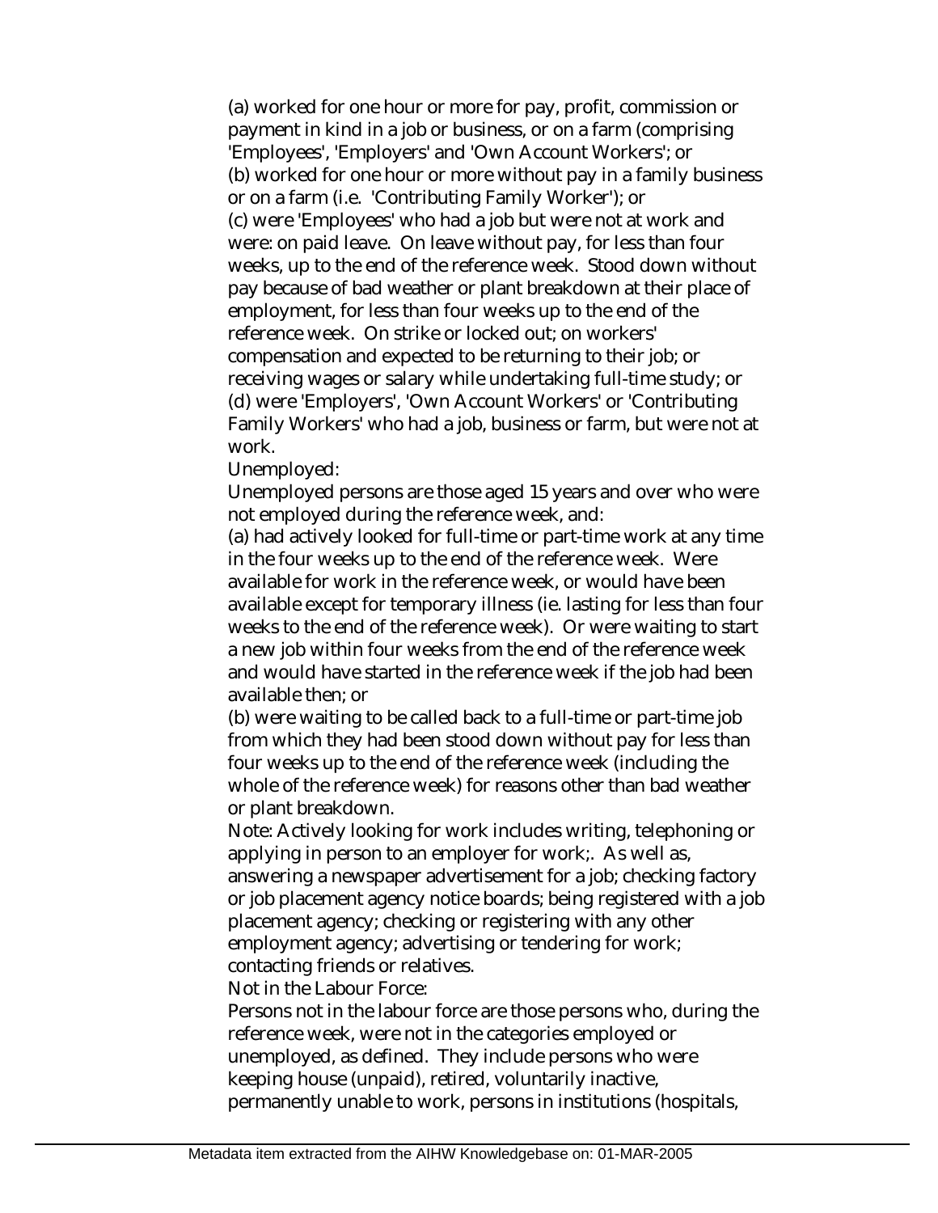(a) worked for one hour or more for pay, profit, commission or payment in kind in a job or business, or on a farm (comprising 'Employees', 'Employers' and 'Own Account Workers'; or
(b) worked for one hour or more without pay in a family business or on a farm (i.e. 'Contributing Family Worker'); or
(c) were 'Employees' who had a job but were not at work and were: on paid leave. On leave without pay, for less than four weeks, up to the end of the reference week. Stood down without pay because of bad weather or plant breakdown at their place of employment, for less than four weeks up to the end of the reference week. On strike or locked out; on workers' compensation and expected to be returning to their job; or receiving wages or salary while undertaking full-time study; or
(d) were 'Employers', 'Own Account Workers' or 'Contributing Family Workers' who had a job, business or farm, but were not at work.

Unemployed:

Unemployed persons are those aged 15 years and over who were not employed during the reference week, and:
(a) had actively looked for full-time or part-time work at any time in the four weeks up to the end of the reference week. Were available for work in the reference week, or would have been available except for temporary illness (ie. lasting for less than four weeks to the end of the reference week). Or were waiting to start a new job within four weeks from the end of the reference week and would have started in the reference week if the job had been available then; or
(b) were waiting to be called back to a full-time or part-time job from which they had been stood down without pay for less than four weeks up to the end of the reference week (including the whole of the reference week) for reasons other than bad weather or plant breakdown.

Note: Actively looking for work includes writing, telephoning or applying in person to an employer for work;. As well as, answering a newspaper advertisement for a job; checking factory or job placement agency notice boards; being registered with a job placement agency; checking or registering with any other employment agency; advertising or tendering for work; contacting friends or relatives.

Not in the Labour Force:

Persons not in the labour force are those persons who, during the reference week, were not in the categories employed or unemployed, as defined. They include persons who were keeping house (unpaid), retired, voluntarily inactive, permanently unable to work, persons in institutions (hospitals,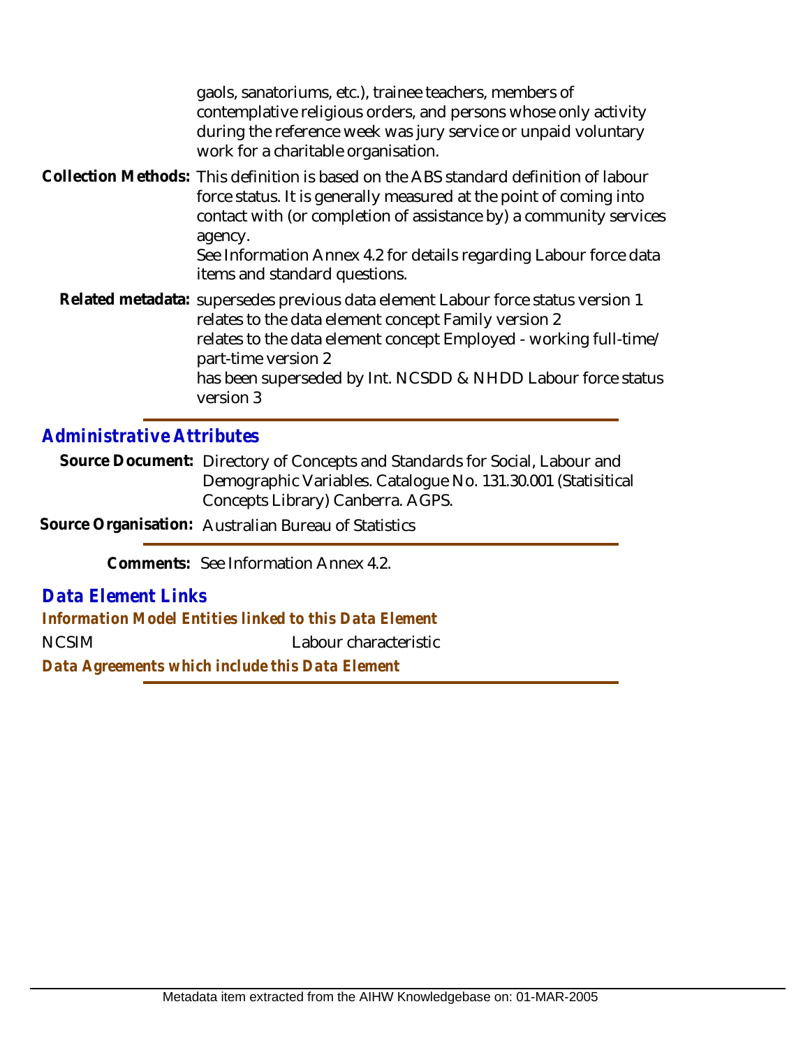gaols, sanatoriums, etc.), trainee teachers, members of contemplative religious orders, and persons whose only activity during the reference week was jury service or unpaid voluntary work for a charitable organisation.

**Collection Methods:** This definition is based on the ABS standard definition of labour force status. It is generally measured at the point of coming into contact with (or completion of assistance by) a community services agency.
See Information Annex 4.2 for details regarding Labour force data items and standard questions.

**Related metadata:** supersedes previous data element Labour force status version 1
relates to the data element concept Family version 2
relates to the data element concept Employed - working full-time/ part-time version 2
has been superseded by Int. NCSDD & NHDD Labour force status version 3

## Administrative Attributes

**Source Document:** Directory of Concepts and Standards for Social, Labour and Demographic Variables. Catalogue No. 131.30.001 (Statisitical Concepts Library) Canberra. AGPS.

**Source Organisation:** Australian Bureau of Statistics

**Comments:** See Information Annex 4.2.

## Data Element Links

### Information Model Entities linked to this Data Element

| | |
|---|---|
| NCSIM | Labour characteristic |

### Data Agreements which include this Data Element